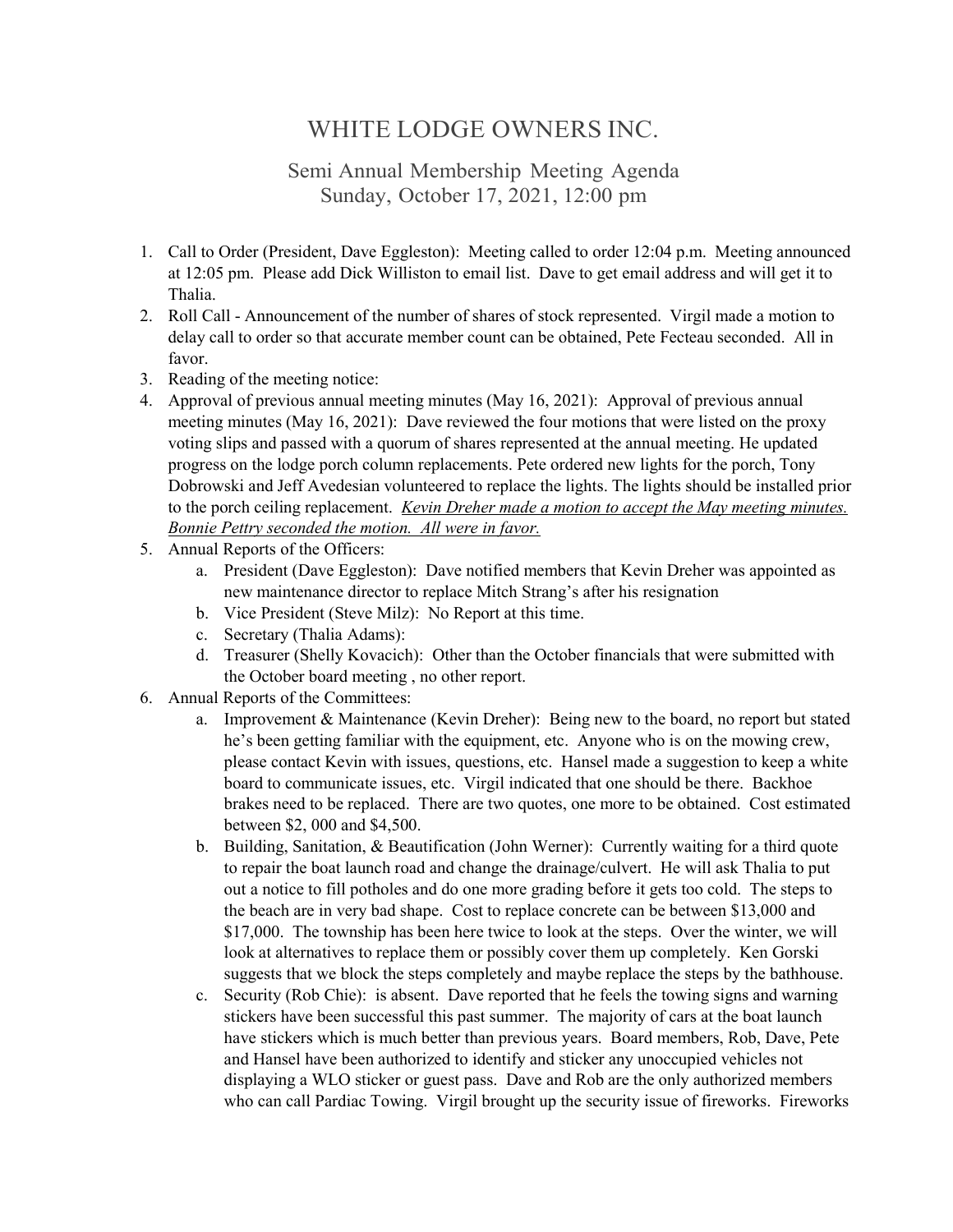# WHITE LODGE OWNERS INC.

## Semi Annual Membership Meeting Agenda
## Sunday, October 17, 2021, 12:00 pm

1. Call to Order (President, Dave Eggleston): Meeting called to order 12:04 p.m. Meeting announced at 12:05 pm. Please add Dick Williston to email list. Dave to get email address and will get it to Thalia.
2. Roll Call - Announcement of the number of shares of stock represented. Virgil made a motion to delay call to order so that accurate member count can be obtained, Pete Fecteau seconded. All in favor.
3. Reading of the meeting notice:
4. Approval of previous annual meeting minutes (May 16, 2021): Approval of previous annual meeting minutes (May 16, 2021): Dave reviewed the four motions that were listed on the proxy voting slips and passed with a quorum of shares represented at the annual meeting. He updated progress on the lodge porch column replacements. Pete ordered new lights for the porch, Tony Dobrowski and Jeff Avedesian volunteered to replace the lights. The lights should be installed prior to the porch ceiling replacement. *Kevin Dreher made a motion to accept the May meeting minutes. Bonnie Pettry seconded the motion. All were in favor.*
5. Annual Reports of the Officers:
   a. President (Dave Eggleston): Dave notified members that Kevin Dreher was appointed as new maintenance director to replace Mitch Strang's after his resignation
   b. Vice President (Steve Milz): No Report at this time.
   c. Secretary (Thalia Adams):
   d. Treasurer (Shelly Kovacich): Other than the October financials that were submitted with the October board meeting , no other report.
6. Annual Reports of the Committees:
   a. Improvement & Maintenance (Kevin Dreher): Being new to the board, no report but stated he's been getting familiar with the equipment, etc. Anyone who is on the mowing crew, please contact Kevin with issues, questions, etc. Hansel made a suggestion to keep a white board to communicate issues, etc. Virgil indicated that one should be there. Backhoe brakes need to be replaced. There are two quotes, one more to be obtained. Cost estimated between $2, 000 and $4,500.
   b. Building, Sanitation, & Beautification (John Werner): Currently waiting for a third quote to repair the boat launch road and change the drainage/culvert. He will ask Thalia to put out a notice to fill potholes and do one more grading before it gets too cold. The steps to the beach are in very bad shape. Cost to replace concrete can be between $13,000 and $17,000. The township has been here twice to look at the steps. Over the winter, we will look at alternatives to replace them or possibly cover them up completely. Ken Gorski suggests that we block the steps completely and maybe replace the steps by the bathhouse.
   c. Security (Rob Chie): is absent. Dave reported that he feels the towing signs and warning stickers have been successful this past summer. The majority of cars at the boat launch have stickers which is much better than previous years. Board members, Rob, Dave, Pete and Hansel have been authorized to identify and sticker any unoccupied vehicles not displaying a WLO sticker or guest pass. Dave and Rob are the only authorized members who can call Pardiac Towing. Virgil brought up the security issue of fireworks. Fireworks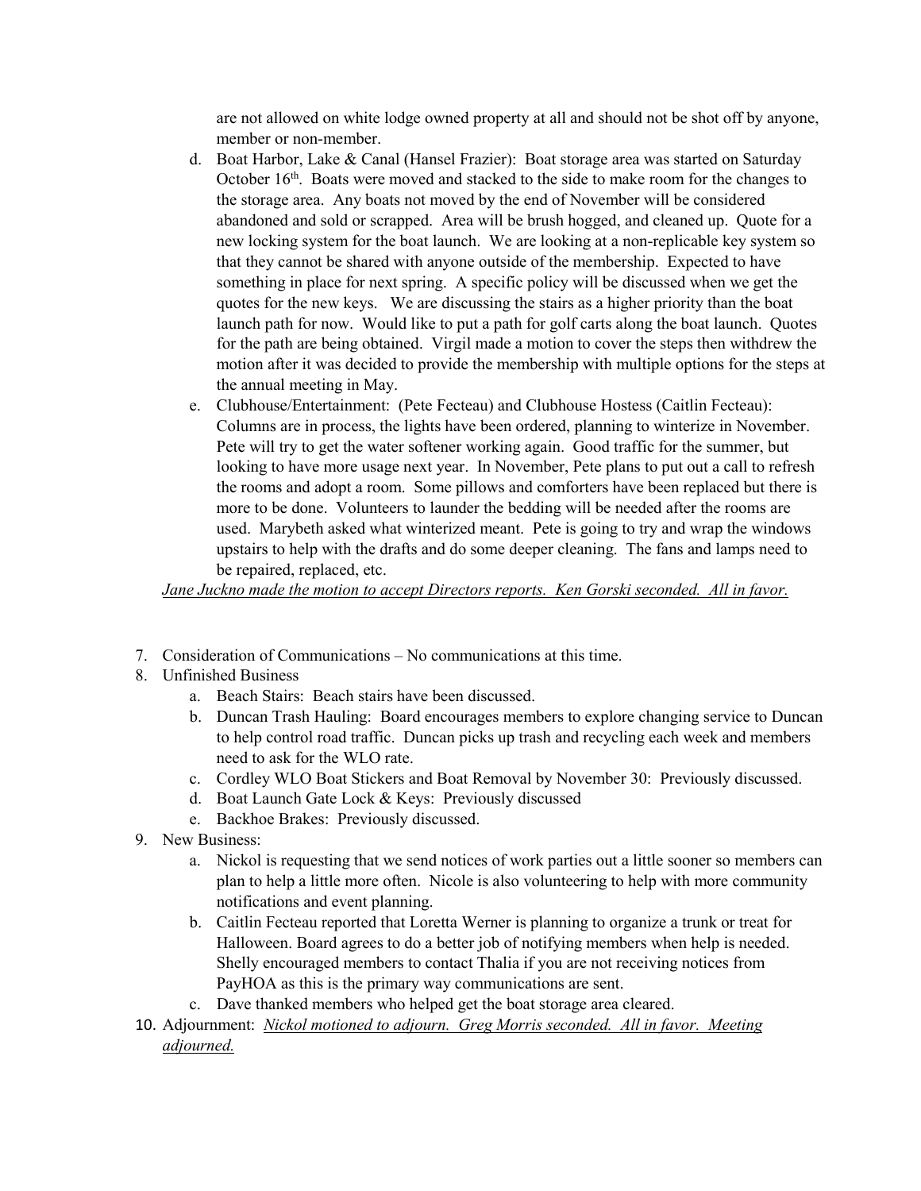are not allowed on white lodge owned property at all and should not be shot off by anyone, member or non-member.

d. Boat Harbor, Lake & Canal (Hansel Frazier): Boat storage area was started on Saturday October 16th. Boats were moved and stacked to the side to make room for the changes to the storage area. Any boats not moved by the end of November will be considered abandoned and sold or scrapped. Area will be brush hogged, and cleaned up. Quote for a new locking system for the boat launch. We are looking at a non-replicable key system so that they cannot be shared with anyone outside of the membership. Expected to have something in place for next spring. A specific policy will be discussed when we get the quotes for the new keys. We are discussing the stairs as a higher priority than the boat launch path for now. Would like to put a path for golf carts along the boat launch. Quotes for the path are being obtained. Virgil made a motion to cover the steps then withdrew the motion after it was decided to provide the membership with multiple options for the steps at the annual meeting in May.

e. Clubhouse/Entertainment: (Pete Fecteau) and Clubhouse Hostess (Caitlin Fecteau): Columns are in process, the lights have been ordered, planning to winterize in November. Pete will try to get the water softener working again. Good traffic for the summer, but looking to have more usage next year. In November, Pete plans to put out a call to refresh the rooms and adopt a room. Some pillows and comforters have been replaced but there is more to be done. Volunteers to launder the bedding will be needed after the rooms are used. Marybeth asked what winterized meant. Pete is going to try and wrap the windows upstairs to help with the drafts and do some deeper cleaning. The fans and lamps need to be repaired, replaced, etc.

<u>*Jane Juckno made the motion to accept Directors reports. Ken Gorski seconded. All in favor.*</u>

7. Consideration of Communications – No communications at this time.
8. Unfinished Business
   a. Beach Stairs: Beach stairs have been discussed.
   b. Duncan Trash Hauling: Board encourages members to explore changing service to Duncan to help control road traffic. Duncan picks up trash and recycling each week and members need to ask for the WLO rate.
   c. Cordley WLO Boat Stickers and Boat Removal by November 30: Previously discussed.
   d. Boat Launch Gate Lock & Keys: Previously discussed
   e. Backhoe Brakes: Previously discussed.
9. New Business:
   a. Nickol is requesting that we send notices of work parties out a little sooner so members can plan to help a little more often. Nicole is also volunteering to help with more community notifications and event planning.
   b. Caitlin Fecteau reported that Loretta Werner is planning to organize a trunk or treat for Halloween. Board agrees to do a better job of notifying members when help is needed. Shelly encouraged members to contact Thalia if you are not receiving notices from PayHOA as this is the primary way communications are sent.
   c. Dave thanked members who helped get the boat storage area cleared.
10. Adjournment: <u>*Nickol motioned to adjourn. Greg Morris seconded. All in favor. Meeting adjourned.*</u>